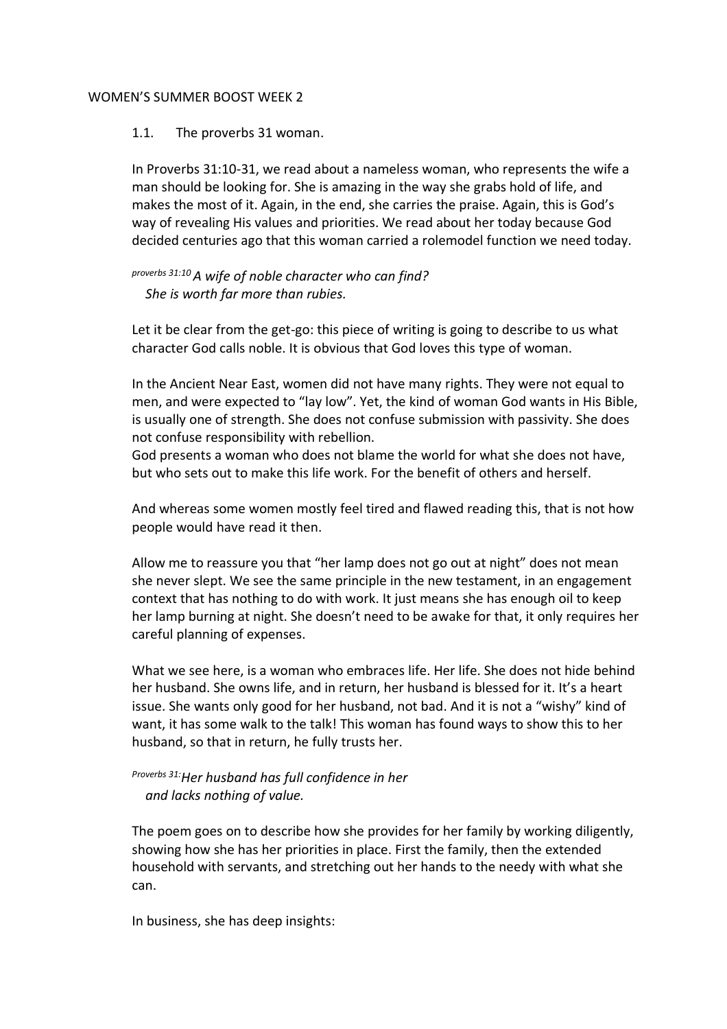WOMEN'S SUMMER BOOST WEEK 2

1.1. The proverbs 31 woman.

In Proverbs 31:10-31, we read about a nameless woman, who represents the wife a man should be looking for. She is amazing in the way she grabs hold of life, and makes the most of it. Again, in the end, she carries the praise. Again, this is God's way of revealing His values and priorities. We read about her today because God decided centuries ago that this woman carried a rolemodel function we need today.

> proverbs 31:10 *A wife of noble character who can find?*
> *She is worth far more than rubies.*

Let it be clear from the get-go: this piece of writing is going to describe to us what character God calls noble. It is obvious that God loves this type of woman.

In the Ancient Near East, women did not have many rights. They were not equal to men, and were expected to "lay low". Yet, the kind of woman God wants in His Bible, is usually one of strength. She does not confuse submission with passivity. She does not confuse responsibility with rebellion.
God presents a woman who does not blame the world for what she does not have, but who sets out to make this life work. For the benefit of others and herself.

And whereas some women mostly feel tired and flawed reading this, that is not how people would have read it then.

Allow me to reassure you that "her lamp does not go out at night" does not mean she never slept. We see the same principle in the new testament, in an engagement context that has nothing to do with work. It just means she has enough oil to keep her lamp burning at night. She doesn't need to be awake for that, it only requires her careful planning of expenses.

What we see here, is a woman who embraces life. Her life. She does not hide behind her husband. She owns life, and in return, her husband is blessed for it. It's a heart issue. She wants only good for her husband, not bad. And it is not a "wishy" kind of want, it has some walk to the talk! This woman has found ways to show this to her husband, so that in return, he fully trusts her.

> Proverbs 31: *Her husband has full confidence in her*
> *and lacks nothing of value.*

The poem goes on to describe how she provides for her family by working diligently, showing how she has her priorities in place. First the family, then the extended household with servants, and stretching out her hands to the needy with what she can.

In business, she has deep insights: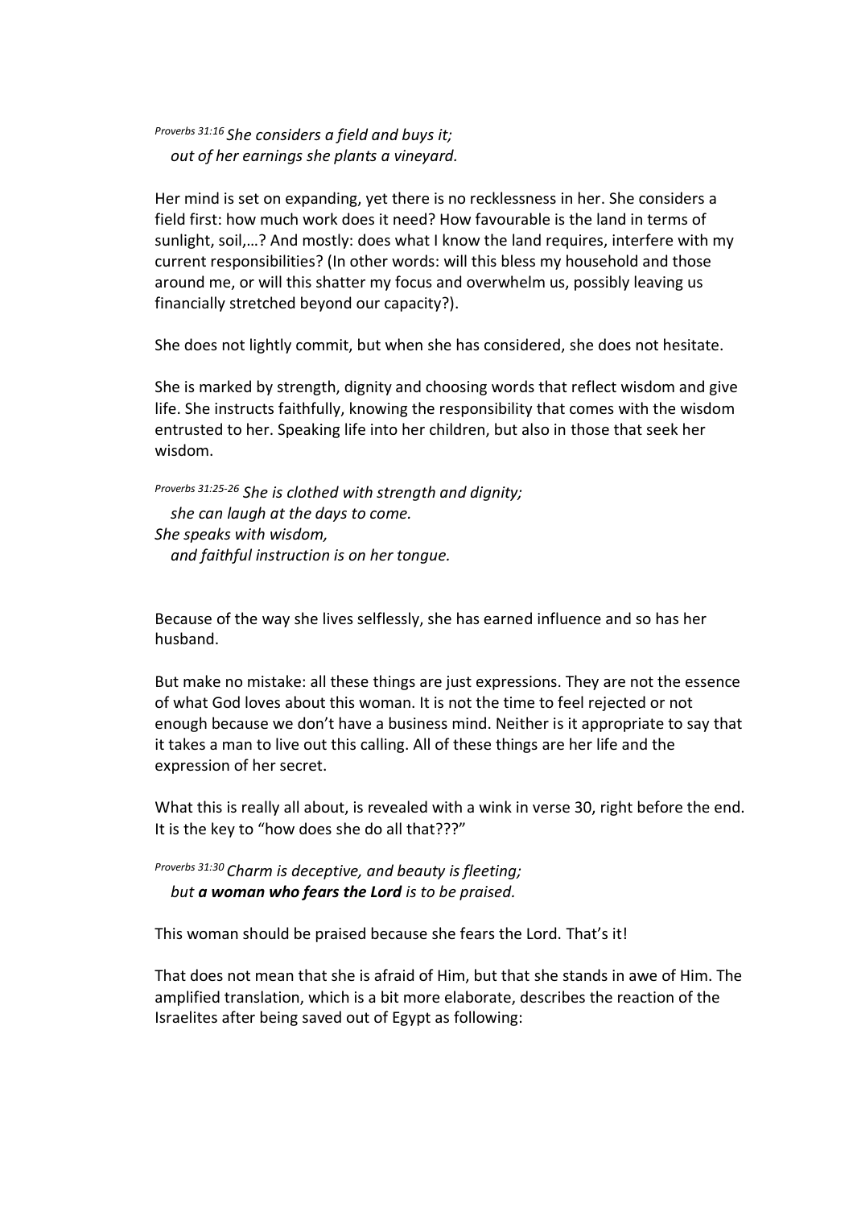*Proverbs 31:16 She considers a field and buys it;*
*out of her earnings she plants a vineyard.*

Her mind is set on expanding, yet there is no recklessness in her. She considers a field first: how much work does it need? How favourable is the land in terms of sunlight, soil,…? And mostly: does what I know the land requires, interfere with my current responsibilities? (In other words: will this bless my household and those around me, or will this shatter my focus and overwhelm us, possibly leaving us financially stretched beyond our capacity?).

She does not lightly commit, but when she has considered, she does not hesitate.

She is marked by strength, dignity and choosing words that reflect wisdom and give life. She instructs faithfully, knowing the responsibility that comes with the wisdom entrusted to her. Speaking life into her children, but also in those that seek her wisdom.

*Proverbs 31:25-26 She is clothed with strength and dignity;*
*she can laugh at the days to come.*
*She speaks with wisdom,*
*and faithful instruction is on her tongue.*

Because of the way she lives selflessly, she has earned influence and so has her husband.

But make no mistake: all these things are just expressions. They are not the essence of what God loves about this woman. It is not the time to feel rejected or not enough because we don't have a business mind. Neither is it appropriate to say that it takes a man to live out this calling. All of these things are her life and the expression of her secret.

What this is really all about, is revealed with a wink in verse 30, right before the end. It is the key to "how does she do all that???"

*Proverbs 31:30 Charm is deceptive, and beauty is fleeting;*
*but* ***a woman who fears the Lord*** *is to be praised.*

This woman should be praised because she fears the Lord. That's it!

That does not mean that she is afraid of Him, but that she stands in awe of Him. The amplified translation, which is a bit more elaborate, describes the reaction of the Israelites after being saved out of Egypt as following: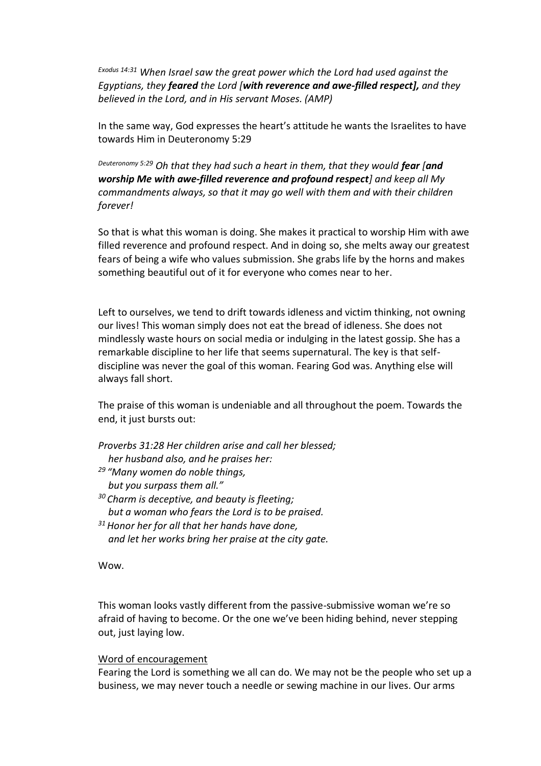*Exodus 14:31 When Israel saw the great power which the Lord had used against the Egyptians, they **feared** the Lord [**with reverence and awe-filled respect],** and they believed in the Lord, and in His servant Moses. (AMP)*

In the same way, God expresses the heart's attitude he wants the Israelites to have towards Him in Deuteronomy 5:29

*Deuteronomy 5:29 Oh that they had such a heart in them, that they would **fear** [**and worship Me with awe-filled reverence and profound respect**] and keep all My commandments always, so that it may go well with them and with their children forever!*

So that is what this woman is doing. She makes it practical to worship Him with awe filled reverence and profound respect. And in doing so, she melts away our greatest fears of being a wife who values submission. She grabs life by the horns and makes something beautiful out of it for everyone who comes near to her.

Left to ourselves, we tend to drift towards idleness and victim thinking, not owning our lives! This woman simply does not eat the bread of idleness. She does not mindlessly waste hours on social media or indulging in the latest gossip. She has a remarkable discipline to her life that seems supernatural. The key is that self-discipline was never the goal of this woman. Fearing God was. Anything else will always fall short.

The praise of this woman is undeniable and all throughout the poem. Towards the end, it just bursts out:

*Proverbs 31:28 Her children arise and call her blessed;*
*her husband also, and he praises her:*
*29 "Many women do noble things,*
*but you surpass them all."*
*30 Charm is deceptive, and beauty is fleeting;*
*but a woman who fears the Lord is to be praised.*
*31 Honor her for all that her hands have done,*
*and let her works bring her praise at the city gate.*

Wow.

This woman looks vastly different from the passive-submissive woman we're so afraid of having to become. Or the one we've been hiding behind, never stepping out, just laying low.

Word of encouragement

Fearing the Lord is something we all can do. We may not be the people who set up a business, we may never touch a needle or sewing machine in our lives. Our arms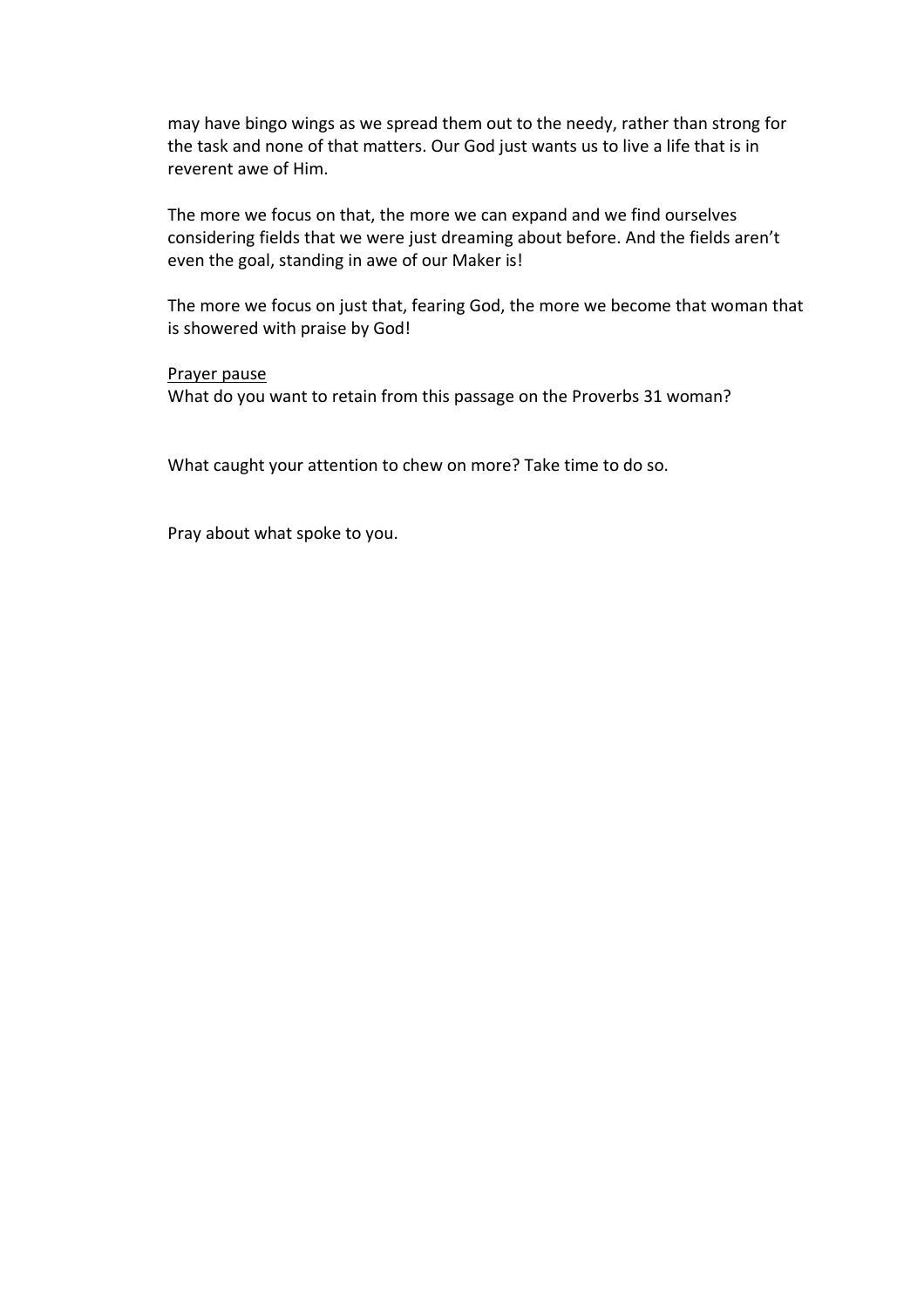may have bingo wings as we spread them out to the needy, rather than strong for the task and none of that matters. Our God just wants us to live a life that is in reverent awe of Him.

The more we focus on that, the more we can expand and we find ourselves considering fields that we were just dreaming about before. And the fields aren't even the goal, standing in awe of our Maker is!

The more we focus on just that, fearing God, the more we become that woman that is showered with praise by God!

<u>Prayer pause</u>

What do you want to retain from this passage on the Proverbs 31 woman?

What caught your attention to chew on more? Take time to do so.

Pray about what spoke to you.